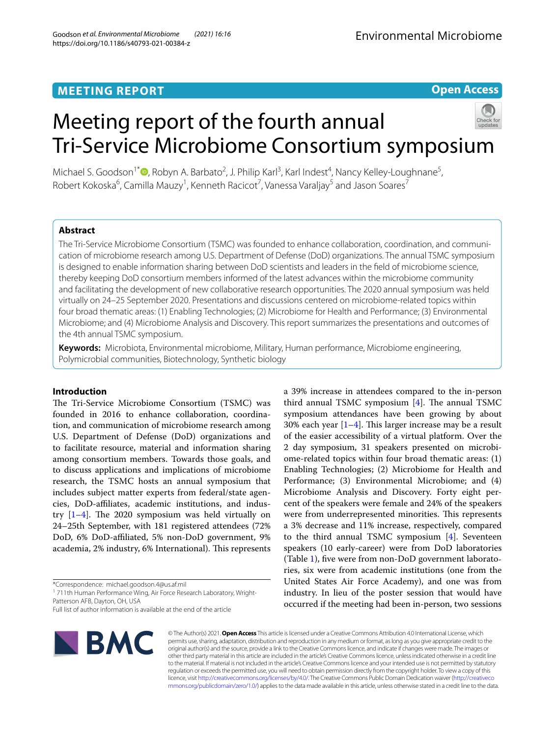MEETING REPORT

Open Access

# Meeting report of the fourth annual Tri-Service Microbiome Consortium symposium

Michael S. Goodson[1*], Robyn A. Barbato[2], J. Philip Karl[3], Karl Indest[4], Nancy Kelley-Loughnane[5], Robert Kokoska[6], Camilla Mauzy[1], Kenneth Racicot[7], Vanessa Varaljay[5] and Jason Soares[7]

## Abstract

The Tri-Service Microbiome Consortium (TSMC) was founded to enhance collaboration, coordination, and communication of microbiome research among U.S. Department of Defense (DoD) organizations. The annual TSMC symposium is designed to enable information sharing between DoD scientists and leaders in the field of microbiome science, thereby keeping DoD consortium members informed of the latest advances within the microbiome community and facilitating the development of new collaborative research opportunities. The 2020 annual symposium was held virtually on 24–25 September 2020. Presentations and discussions centered on microbiome-related topics within four broad thematic areas: (1) Enabling Technologies; (2) Microbiome for Health and Performance; (3) Environmental Microbiome; and (4) Microbiome Analysis and Discovery. This report summarizes the presentations and outcomes of the 4th annual TSMC symposium.

**Keywords:** Microbiota, Environmental microbiome, Military, Human performance, Microbiome engineering, Polymicrobial communities, Biotechnology, Synthetic biology

## Introduction

The Tri-Service Microbiome Consortium (TSMC) was founded in 2016 to enhance collaboration, coordination, and communication of microbiome research among U.S. Department of Defense (DoD) organizations and to facilitate resource, material and information sharing among consortium members. Towards those goals, and to discuss applications and implications of microbiome research, the TSMC hosts an annual symposium that includes subject matter experts from federal/state agencies, DoD-affiliates, academic institutions, and industry [1–4]. The 2020 symposium was held virtually on 24–25th September, with 181 registered attendees (72% DoD, 6% DoD-affiliated, 5% non-DoD government, 9% academia, 2% industry, 6% International). This represents a 39% increase in attendees compared to the in-person third annual TSMC symposium [4]. The annual TSMC symposium attendances have been growing by about 30% each year [1–4]. This larger increase may be a result of the easier accessibility of a virtual platform. Over the 2 day symposium, 31 speakers presented on microbiome-related topics within four broad thematic areas: (1) Enabling Technologies; (2) Microbiome for Health and Performance; (3) Environmental Microbiome; and (4) Microbiome Analysis and Discovery. Forty eight percent of the speakers were female and 24% of the speakers were from underrepresented minorities. This represents a 3% decrease and 11% increase, respectively, compared to the third annual TSMC symposium [4]. Seventeen speakers (10 early-career) were from DoD laboratories (Table 1), five were from non-DoD government laboratories, six were from academic institutions (one from the United States Air Force Academy), and one was from industry. In lieu of the poster session that would have occurred if the meeting had been in-person, two sessions

*Correspondence: michael.goodson.4@us.af.mil
[1] 711th Human Performance Wing, Air Force Research Laboratory, Wright-Patterson AFB, Dayton, OH, USA
Full list of author information is available at the end of the article

© The Author(s) 2021. **Open Access** This article is licensed under a Creative Commons Attribution 4.0 International License, which permits use, sharing, adaptation, distribution and reproduction in any medium or format, as long as you give appropriate credit to the original author(s) and the source, provide a link to the Creative Commons licence, and indicate if changes were made. The images or other third party material in this article are included in the article's Creative Commons licence, unless indicated otherwise in a credit line to the material. If material is not included in the article's Creative Commons licence and your intended use is not permitted by statutory regulation or exceeds the permitted use, you will need to obtain permission directly from the copyright holder. To view a copy of this licence, visit http://creativecommons.org/licenses/by/4.0/. The Creative Commons Public Domain Dedication waiver (http://creativecommons.org/publicdomain/zero/1.0/) applies to the data made available in this article, unless otherwise stated in a credit line to the data.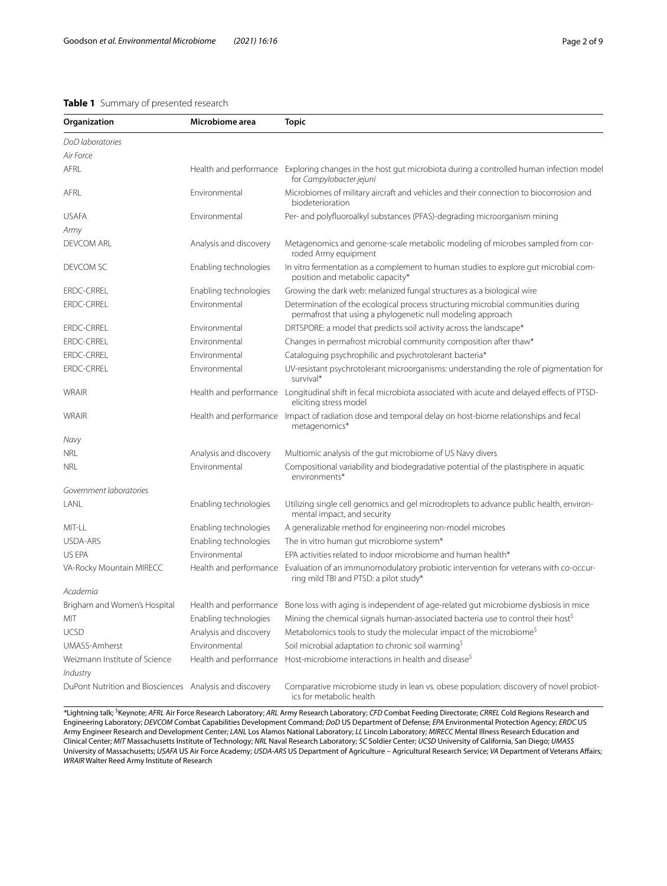**Table 1** Summary of presented research

| Organization | Microbiome area | Topic |
| --- | --- | --- |
| *DoD laboratories* | | |
| *Air Force* | | |
| AFRL | Health and performance | Exploring changes in the host gut microbiota during a controlled human infection model for *Campylobacter jejuni* |
| AFRL | Environmental | Microbiomes of military aircraft and vehicles and their connection to biocorrosion and biodeterioration |
| USAFA | Environmental | Per- and polyfluoroalkyl substances (PFAS)-degrading microorganism mining |
| *Army* | | |
| DEVCOM ARL | Analysis and discovery | Metagenomics and genome-scale metabolic modeling of microbes sampled from corroded Army equipment |
| DEVCOM SC | Enabling technologies | In vitro fermentation as a complement to human studies to explore gut microbial composition and metabolic capacity* |
| ERDC-CRREL | Enabling technologies | Growing the dark web: melanized fungal structures as a biological wire |
| ERDC-CRREL | Environmental | Determination of the ecological process structuring microbial communities during permafrost that using a phylogenetic null modeling approach |
| ERDC-CRREL | Environmental | DRTSPORE: a model that predicts soil activity across the landscape* |
| ERDC-CRREL | Environmental | Changes in permafrost microbial community composition after thaw* |
| ERDC-CRREL | Environmental | Cataloguing psychrophilic and psychrotolerant bacteria* |
| ERDC-CRREL | Environmental | UV-resistant psychrotolerant microorganisms: understanding the role of pigmentation for survival* |
| WRAIR | Health and performance | Longitudinal shift in fecal microbiota associated with acute and delayed effects of PTSD-eliciting stress model |
| WRAIR | Health and performance | Impact of radiation dose and temporal delay on host-biome relationships and fecal metagenomics* |
| *Navy* | | |
| NRL | Analysis and discovery | Multiomic analysis of the gut microbiome of US Navy divers |
| NRL | Environmental | Compositional variability and biodegradative potential of the plastisphere in aquatic environments* |
| *Government laboratories* | | |
| LANL | Enabling technologies | Utilizing single cell genomics and gel microdroplets to advance public health, environmental impact, and security |
| MIT-LL | Enabling technologies | A generalizable method for engineering non-model microbes |
| USDA-ARS | Enabling technologies | The in vitro human gut microbiome system* |
| US EPA | Environmental | EPA activities related to indoor microbiome and human health* |
| VA-Rocky Mountain MIRECC | Health and performance | Evaluation of an immunomodulatory probiotic intervention for veterans with co-occurring mild TBI and PTSD: a pilot study* |
| *Academia* | | |
| Brigham and Women's Hospital | Health and performance | Bone loss with aging is independent of age-related gut microbiome dysbiosis in mice |
| MIT | Enabling technologies | Mining the chemical signals human-associated bacteria use to control their host[$] |
| UCSD | Analysis and discovery | Metabolomics tools to study the molecular impact of the microbiome[$] |
| UMASS-Amherst | Environmental | Soil microbial adaptation to chronic soil warming[$] |
| Weizmann Institute of Science | Health and performance | Host-microbiome interactions in health and disease[$] |
| *Industry* | | |
| DuPont Nutrition and Biosciences | Analysis and discovery | Comparative microbiome study in lean vs. obese population: discovery of novel probiotics for metabolic health |

*Lightning talk; [$]Keynote; *AFRL* Air Force Research Laboratory; *ARL* Army Research Laboratory; *CFD* Combat Feeding Directorate; *CRREL* Cold Regions Research and Engineering Laboratory; *DEVCOM* Combat Capabilities Development Command; *DoD* US Department of Defense; *EPA* Environmental Protection Agency; *ERDC* US Army Engineer Research and Development Center; *LANL* Los Alamos National Laboratory; *LL* Lincoln Laboratory; *MIRECC* Mental Illness Research Education and Clinical Center; *MIT* Massachusetts Institute of Technology; *NRL* Naval Research Laboratory; *SC* Soldier Center; *UCSD* University of California, San Diego; *UMASS* University of Massachusetts; *USAFA* US Air Force Academy; *USDA-ARS* US Department of Agriculture – Agricultural Research Service; *VA* Department of Veterans Affairs; *WRAIR* Walter Reed Army Institute of Research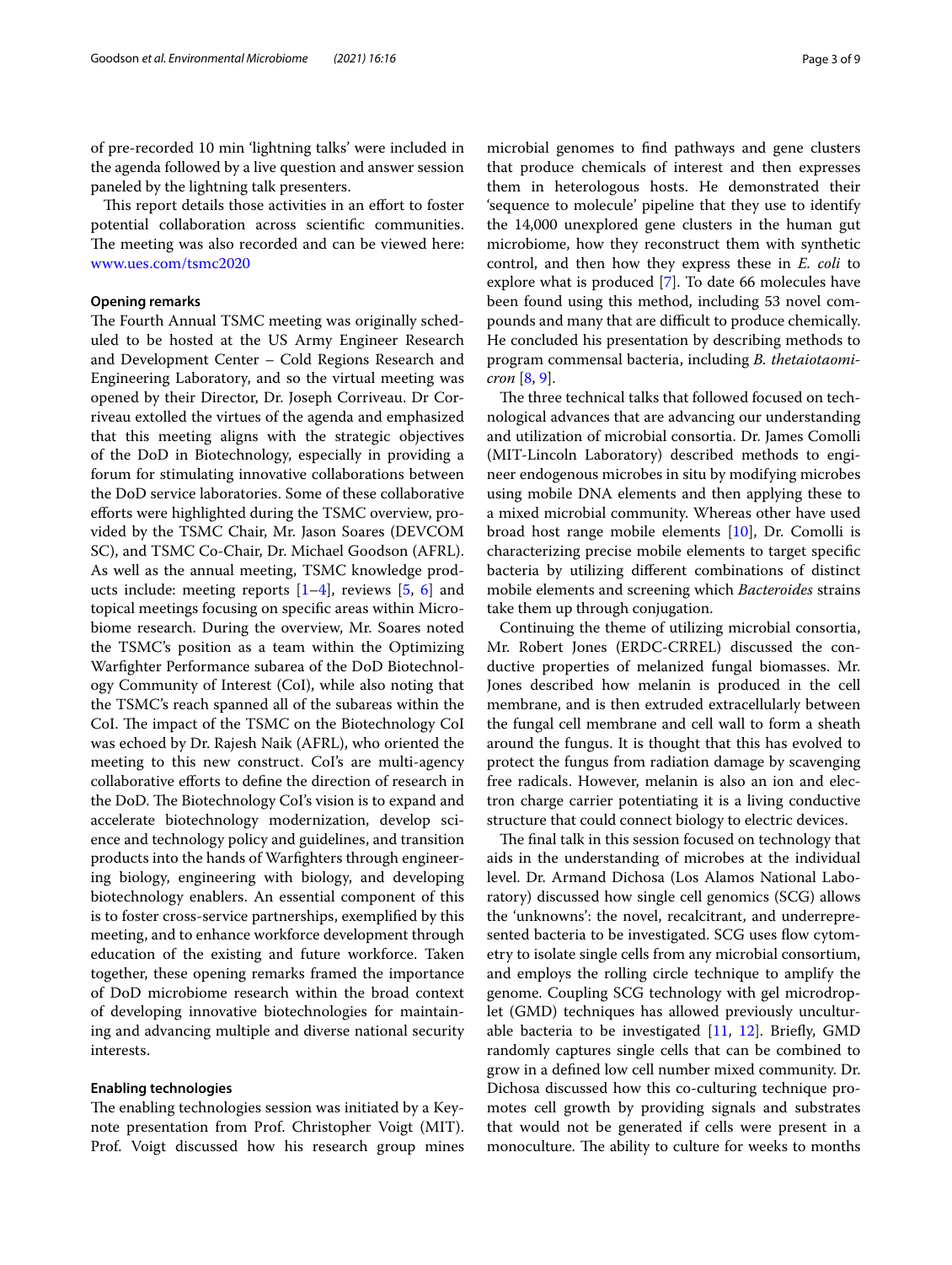of pre-recorded 10 min 'lightning talks' were included in the agenda followed by a live question and answer session paneled by the lightning talk presenters.

This report details those activities in an effort to foster potential collaboration across scientific communities. The meeting was also recorded and can be viewed here: www.ues.com/tsmc2020

### Opening remarks

The Fourth Annual TSMC meeting was originally scheduled to be hosted at the US Army Engineer Research and Development Center – Cold Regions Research and Engineering Laboratory, and so the virtual meeting was opened by their Director, Dr. Joseph Corriveau. Dr Corriveau extolled the virtues of the agenda and emphasized that this meeting aligns with the strategic objectives of the DoD in Biotechnology, especially in providing a forum for stimulating innovative collaborations between the DoD service laboratories. Some of these collaborative efforts were highlighted during the TSMC overview, provided by the TSMC Chair, Mr. Jason Soares (DEVCOM SC), and TSMC Co-Chair, Dr. Michael Goodson (AFRL). As well as the annual meeting, TSMC knowledge products include: meeting reports [1–4], reviews [5, 6] and topical meetings focusing on specific areas within Microbiome research. During the overview, Mr. Soares noted the TSMC's position as a team within the Optimizing Warfighter Performance subarea of the DoD Biotechnology Community of Interest (CoI), while also noting that the TSMC's reach spanned all of the subareas within the CoI. The impact of the TSMC on the Biotechnology CoI was echoed by Dr. Rajesh Naik (AFRL), who oriented the meeting to this new construct. CoI's are multi-agency collaborative efforts to define the direction of research in the DoD. The Biotechnology CoI's vision is to expand and accelerate biotechnology modernization, develop science and technology policy and guidelines, and transition products into the hands of Warfighters through engineering biology, engineering with biology, and developing biotechnology enablers. An essential component of this is to foster cross-service partnerships, exemplified by this meeting, and to enhance workforce development through education of the existing and future workforce. Taken together, these opening remarks framed the importance of DoD microbiome research within the broad context of developing innovative biotechnologies for maintaining and advancing multiple and diverse national security interests.

### Enabling technologies

The enabling technologies session was initiated by a Keynote presentation from Prof. Christopher Voigt (MIT). Prof. Voigt discussed how his research group mines microbial genomes to find pathways and gene clusters that produce chemicals of interest and then expresses them in heterologous hosts. He demonstrated their 'sequence to molecule' pipeline that they use to identify the 14,000 unexplored gene clusters in the human gut microbiome, how they reconstruct them with synthetic control, and then how they express these in *E. coli* to explore what is produced [7]. To date 66 molecules have been found using this method, including 53 novel compounds and many that are difficult to produce chemically. He concluded his presentation by describing methods to program commensal bacteria, including *B. thetaiotaomicron* [8, 9].

The three technical talks that followed focused on technological advances that are advancing our understanding and utilization of microbial consortia. Dr. James Comolli (MIT-Lincoln Laboratory) described methods to engineer endogenous microbes in situ by modifying microbes using mobile DNA elements and then applying these to a mixed microbial community. Whereas other have used broad host range mobile elements [10], Dr. Comolli is characterizing precise mobile elements to target specific bacteria by utilizing different combinations of distinct mobile elements and screening which *Bacteroides* strains take them up through conjugation.

Continuing the theme of utilizing microbial consortia, Mr. Robert Jones (ERDC-CRREL) discussed the conductive properties of melanized fungal biomasses. Mr. Jones described how melanin is produced in the cell membrane, and is then extruded extracellularly between the fungal cell membrane and cell wall to form a sheath around the fungus. It is thought that this has evolved to protect the fungus from radiation damage by scavenging free radicals. However, melanin is also an ion and electron charge carrier potentiating it is a living conductive structure that could connect biology to electric devices.

The final talk in this session focused on technology that aids in the understanding of microbes at the individual level. Dr. Armand Dichosa (Los Alamos National Laboratory) discussed how single cell genomics (SCG) allows the 'unknowns': the novel, recalcitrant, and underrepresented bacteria to be investigated. SCG uses flow cytometry to isolate single cells from any microbial consortium, and employs the rolling circle technique to amplify the genome. Coupling SCG technology with gel microdroplet (GMD) techniques has allowed previously unculturable bacteria to be investigated [11, 12]. Briefly, GMD randomly captures single cells that can be combined to grow in a defined low cell number mixed community. Dr. Dichosa discussed how this co-culturing technique promotes cell growth by providing signals and substrates that would not be generated if cells were present in a monoculture. The ability to culture for weeks to months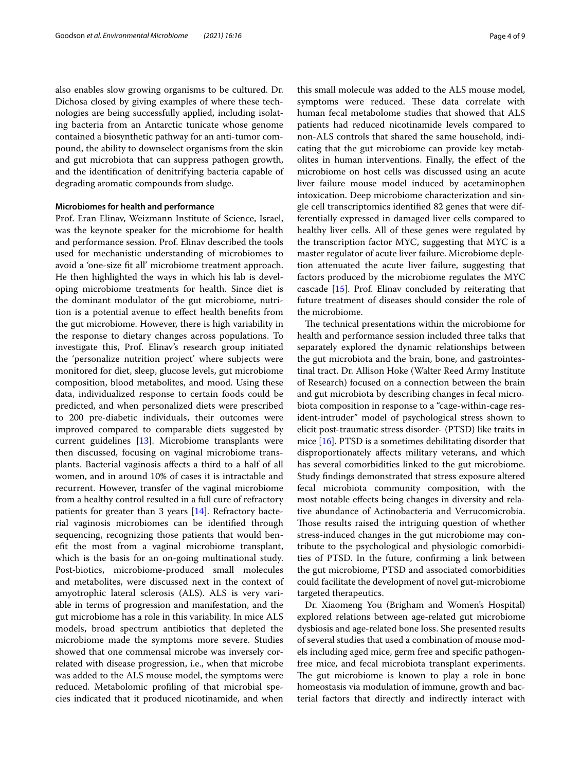also enables slow growing organisms to be cultured. Dr. Dichosa closed by giving examples of where these technologies are being successfully applied, including isolating bacteria from an Antarctic tunicate whose genome contained a biosynthetic pathway for an anti-tumor compound, the ability to downselect organisms from the skin and gut microbiota that can suppress pathogen growth, and the identification of denitrifying bacteria capable of degrading aromatic compounds from sludge.

#### Microbiomes for health and performance

Prof. Eran Elinav, Weizmann Institute of Science, Israel, was the keynote speaker for the microbiome for health and performance session. Prof. Elinav described the tools used for mechanistic understanding of microbiomes to avoid a 'one-size fit all' microbiome treatment approach. He then highlighted the ways in which his lab is developing microbiome treatments for health. Since diet is the dominant modulator of the gut microbiome, nutrition is a potential avenue to effect health benefits from the gut microbiome. However, there is high variability in the response to dietary changes across populations. To investigate this, Prof. Elinav's research group initiated the 'personalize nutrition project' where subjects were monitored for diet, sleep, glucose levels, gut microbiome composition, blood metabolites, and mood. Using these data, individualized response to certain foods could be predicted, and when personalized diets were prescribed to 200 pre-diabetic individuals, their outcomes were improved compared to comparable diets suggested by current guidelines [13]. Microbiome transplants were then discussed, focusing on vaginal microbiome transplants. Bacterial vaginosis affects a third to a half of all women, and in around 10% of cases it is intractable and recurrent. However, transfer of the vaginal microbiome from a healthy control resulted in a full cure of refractory patients for greater than 3 years [14]. Refractory bacterial vaginosis microbiomes can be identified through sequencing, recognizing those patients that would benefit the most from a vaginal microbiome transplant, which is the basis for an on-going multinational study. Post-biotics, microbiome-produced small molecules and metabolites, were discussed next in the context of amyotrophic lateral sclerosis (ALS). ALS is very variable in terms of progression and manifestation, and the gut microbiome has a role in this variability. In mice ALS models, broad spectrum antibiotics that depleted the microbiome made the symptoms more severe. Studies showed that one commensal microbe was inversely correlated with disease progression, i.e., when that microbe was added to the ALS mouse model, the symptoms were reduced. Metabolomic profiling of that microbial species indicated that it produced nicotinamide, and when this small molecule was added to the ALS mouse model, symptoms were reduced. These data correlate with human fecal metabolome studies that showed that ALS patients had reduced nicotinamide levels compared to non-ALS controls that shared the same household, indicating that the gut microbiome can provide key metabolites in human interventions. Finally, the effect of the microbiome on host cells was discussed using an acute liver failure mouse model induced by acetaminophen intoxication. Deep microbiome characterization and single cell transcriptomics identified 82 genes that were differentially expressed in damaged liver cells compared to healthy liver cells. All of these genes were regulated by the transcription factor MYC, suggesting that MYC is a master regulator of acute liver failure. Microbiome depletion attenuated the acute liver failure, suggesting that factors produced by the microbiome regulates the MYC cascade [15]. Prof. Elinav concluded by reiterating that future treatment of diseases should consider the role of the microbiome.

The technical presentations within the microbiome for health and performance session included three talks that separately explored the dynamic relationships between the gut microbiota and the brain, bone, and gastrointestinal tract. Dr. Allison Hoke (Walter Reed Army Institute of Research) focused on a connection between the brain and gut microbiota by describing changes in fecal microbiota composition in response to a "cage-within-cage resident-intruder" model of psychological stress shown to elicit post-traumatic stress disorder- (PTSD) like traits in mice [16]. PTSD is a sometimes debilitating disorder that disproportionately affects military veterans, and which has several comorbidities linked to the gut microbiome. Study findings demonstrated that stress exposure altered fecal microbiota community composition, with the most notable effects being changes in diversity and relative abundance of Actinobacteria and Verrucomicrobia. Those results raised the intriguing question of whether stress-induced changes in the gut microbiome may contribute to the psychological and physiologic comorbidities of PTSD. In the future, confirming a link between the gut microbiome, PTSD and associated comorbidities could facilitate the development of novel gut-microbiome targeted therapeutics.

Dr. Xiaomeng You (Brigham and Women's Hospital) explored relations between age-related gut microbiome dysbiosis and age-related bone loss. She presented results of several studies that used a combination of mouse models including aged mice, germ free and specific pathogen-free mice, and fecal microbiota transplant experiments. The gut microbiome is known to play a role in bone homeostasis via modulation of immune, growth and bacterial factors that directly and indirectly interact with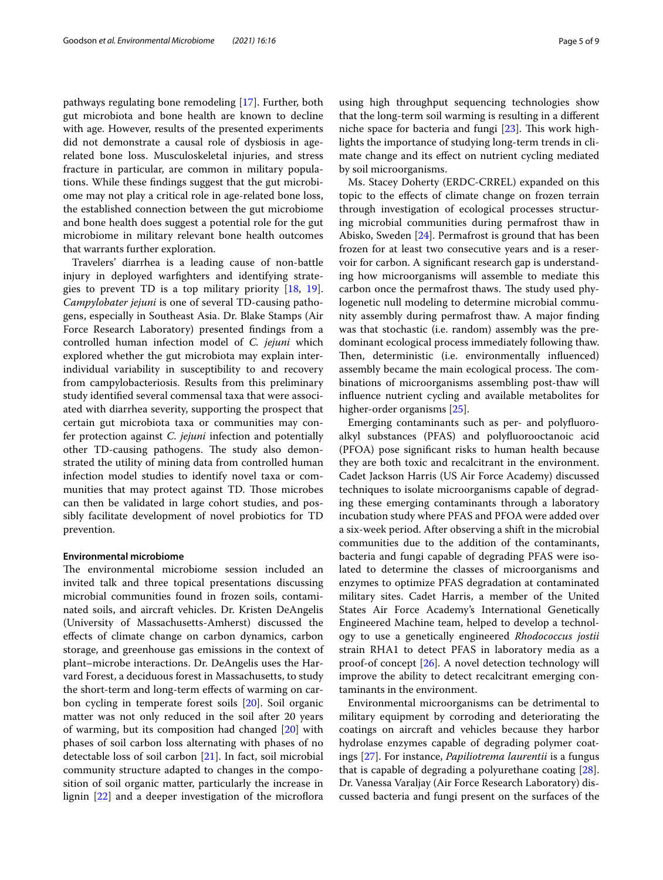pathways regulating bone remodeling [17]. Further, both gut microbiota and bone health are known to decline with age. However, results of the presented experiments did not demonstrate a causal role of dysbiosis in age-related bone loss. Musculoskeletal injuries, and stress fracture in particular, are common in military populations. While these findings suggest that the gut microbiome may not play a critical role in age-related bone loss, the established connection between the gut microbiome and bone health does suggest a potential role for the gut microbiome in military relevant bone health outcomes that warrants further exploration.

Travelers' diarrhea is a leading cause of non-battle injury in deployed warfighters and identifying strategies to prevent TD is a top military priority [18, 19]. *Campylobater jejuni* is one of several TD-causing pathogens, especially in Southeast Asia. Dr. Blake Stamps (Air Force Research Laboratory) presented findings from a controlled human infection model of *C. jejuni* which explored whether the gut microbiota may explain inter-individual variability in susceptibility to and recovery from campylobacteriosis. Results from this preliminary study identified several commensal taxa that were associated with diarrhea severity, supporting the prospect that certain gut microbiota taxa or communities may confer protection against *C. jejuni* infection and potentially other TD-causing pathogens. The study also demonstrated the utility of mining data from controlled human infection model studies to identify novel taxa or communities that may protect against TD. Those microbes can then be validated in large cohort studies, and possibly facilitate development of novel probiotics for TD prevention.

#### Environmental microbiome

The environmental microbiome session included an invited talk and three topical presentations discussing microbial communities found in frozen soils, contaminated soils, and aircraft vehicles. Dr. Kristen DeAngelis (University of Massachusetts-Amherst) discussed the effects of climate change on carbon dynamics, carbon storage, and greenhouse gas emissions in the context of plant–microbe interactions. Dr. DeAngelis uses the Harvard Forest, a deciduous forest in Massachusetts, to study the short-term and long-term effects of warming on carbon cycling in temperate forest soils [20]. Soil organic matter was not only reduced in the soil after 20 years of warming, but its composition had changed [20] with phases of soil carbon loss alternating with phases of no detectable loss of soil carbon [21]. In fact, soil microbial community structure adapted to changes in the composition of soil organic matter, particularly the increase in lignin [22] and a deeper investigation of the microflora using high throughput sequencing technologies show that the long-term soil warming is resulting in a different niche space for bacteria and fungi [23]. This work highlights the importance of studying long-term trends in climate change and its effect on nutrient cycling mediated by soil microorganisms.

Ms. Stacey Doherty (ERDC-CRREL) expanded on this topic to the effects of climate change on frozen terrain through investigation of ecological processes structuring microbial communities during permafrost thaw in Abisko, Sweden [24]. Permafrost is ground that has been frozen for at least two consecutive years and is a reservoir for carbon. A significant research gap is understanding how microorganisms will assemble to mediate this carbon once the permafrost thaws. The study used phylogenetic null modeling to determine microbial community assembly during permafrost thaw. A major finding was that stochastic (i.e. random) assembly was the predominant ecological process immediately following thaw. Then, deterministic (i.e. environmentally influenced) assembly became the main ecological process. The combinations of microorganisms assembling post-thaw will influence nutrient cycling and available metabolites for higher-order organisms [25].

Emerging contaminants such as per- and polyfluoroalkyl substances (PFAS) and polyfluorooctanoic acid (PFOA) pose significant risks to human health because they are both toxic and recalcitrant in the environment. Cadet Jackson Harris (US Air Force Academy) discussed techniques to isolate microorganisms capable of degrading these emerging contaminants through a laboratory incubation study where PFAS and PFOA were added over a six-week period. After observing a shift in the microbial communities due to the addition of the contaminants, bacteria and fungi capable of degrading PFAS were isolated to determine the classes of microorganisms and enzymes to optimize PFAS degradation at contaminated military sites. Cadet Harris, a member of the United States Air Force Academy's International Genetically Engineered Machine team, helped to develop a technology to use a genetically engineered *Rhodococcus jostii* strain RHA1 to detect PFAS in laboratory media as a proof-of concept [26]. A novel detection technology will improve the ability to detect recalcitrant emerging contaminants in the environment.

Environmental microorganisms can be detrimental to military equipment by corroding and deteriorating the coatings on aircraft and vehicles because they harbor hydrolase enzymes capable of degrading polymer coatings [27]. For instance, *Papiliotrema laurentii* is a fungus that is capable of degrading a polyurethane coating [28]. Dr. Vanessa Varaljay (Air Force Research Laboratory) discussed bacteria and fungi present on the surfaces of the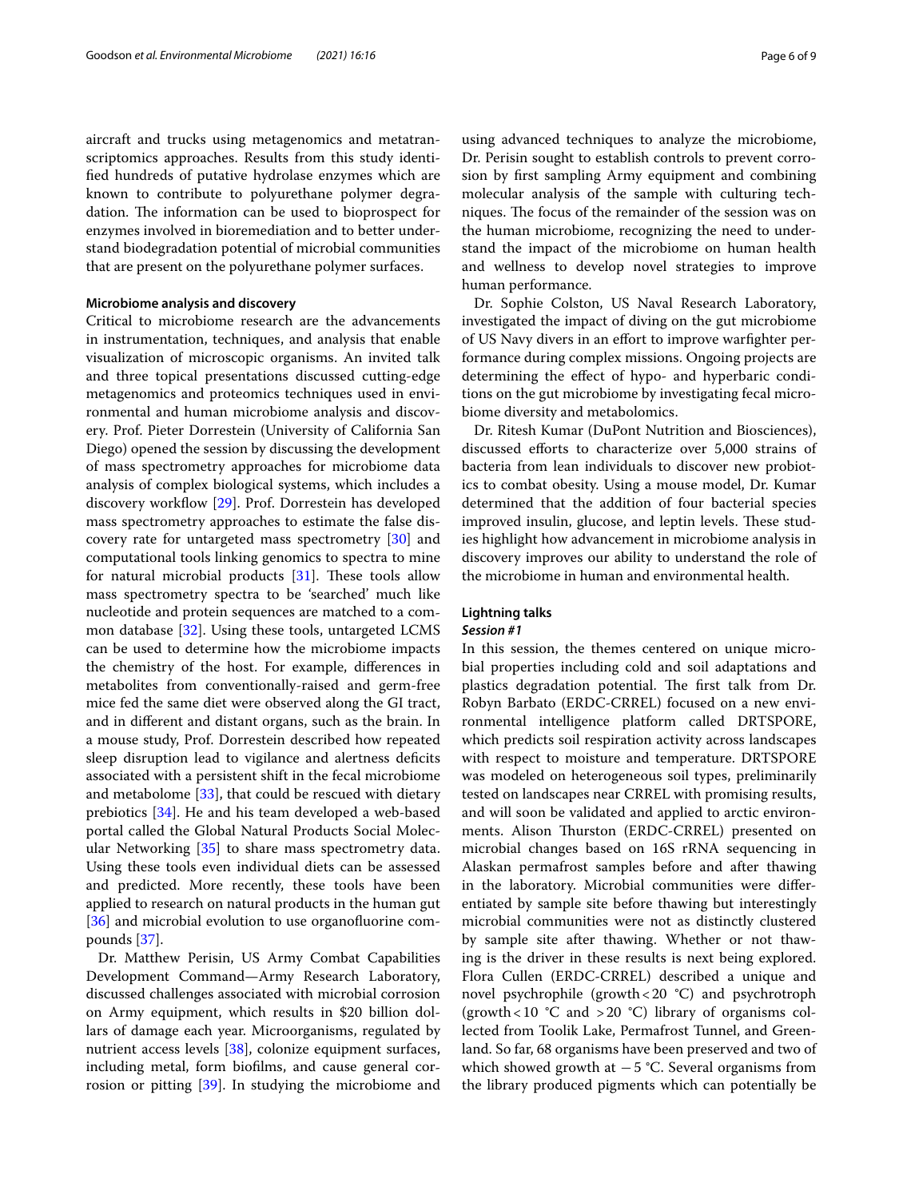aircraft and trucks using metagenomics and metatranscriptomics approaches. Results from this study identified hundreds of putative hydrolase enzymes which are known to contribute to polyurethane polymer degradation. The information can be used to bioprospect for enzymes involved in bioremediation and to better understand biodegradation potential of microbial communities that are present on the polyurethane polymer surfaces.

#### Microbiome analysis and discovery

Critical to microbiome research are the advancements in instrumentation, techniques, and analysis that enable visualization of microscopic organisms. An invited talk and three topical presentations discussed cutting-edge metagenomics and proteomics techniques used in environmental and human microbiome analysis and discovery. Prof. Pieter Dorrestein (University of California San Diego) opened the session by discussing the development of mass spectrometry approaches for microbiome data analysis of complex biological systems, which includes a discovery workflow [29]. Prof. Dorrestein has developed mass spectrometry approaches to estimate the false discovery rate for untargeted mass spectrometry [30] and computational tools linking genomics to spectra to mine for natural microbial products [31]. These tools allow mass spectrometry spectra to be 'searched' much like nucleotide and protein sequences are matched to a common database [32]. Using these tools, untargeted LCMS can be used to determine how the microbiome impacts the chemistry of the host. For example, differences in metabolites from conventionally-raised and germ-free mice fed the same diet were observed along the GI tract, and in different and distant organs, such as the brain. In a mouse study, Prof. Dorrestein described how repeated sleep disruption lead to vigilance and alertness deficits associated with a persistent shift in the fecal microbiome and metabolome [33], that could be rescued with dietary prebiotics [34]. He and his team developed a web-based portal called the Global Natural Products Social Molecular Networking [35] to share mass spectrometry data. Using these tools even individual diets can be assessed and predicted. More recently, these tools have been applied to research on natural products in the human gut [36] and microbial evolution to use organofluorine compounds [37].

Dr. Matthew Perisin, US Army Combat Capabilities Development Command—Army Research Laboratory, discussed challenges associated with microbial corrosion on Army equipment, which results in \$20 billion dollars of damage each year. Microorganisms, regulated by nutrient access levels [38], colonize equipment surfaces, including metal, form biofilms, and cause general corrosion or pitting [39]. In studying the microbiome and using advanced techniques to analyze the microbiome, Dr. Perisin sought to establish controls to prevent corrosion by first sampling Army equipment and combining molecular analysis of the sample with culturing techniques. The focus of the remainder of the session was on the human microbiome, recognizing the need to understand the impact of the microbiome on human health and wellness to develop novel strategies to improve human performance.

Dr. Sophie Colston, US Naval Research Laboratory, investigated the impact of diving on the gut microbiome of US Navy divers in an effort to improve warfighter performance during complex missions. Ongoing projects are determining the effect of hypo- and hyperbaric conditions on the gut microbiome by investigating fecal microbiome diversity and metabolomics.

Dr. Ritesh Kumar (DuPont Nutrition and Biosciences), discussed efforts to characterize over 5,000 strains of bacteria from lean individuals to discover new probiotics to combat obesity. Using a mouse model, Dr. Kumar determined that the addition of four bacterial species improved insulin, glucose, and leptin levels. These studies highlight how advancement in microbiome analysis in discovery improves our ability to understand the role of the microbiome in human and environmental health.

#### Lightning talks

##### *Session #1*

In this session, the themes centered on unique microbial properties including cold and soil adaptations and plastics degradation potential. The first talk from Dr. Robyn Barbato (ERDC-CRREL) focused on a new environmental intelligence platform called DRTSPORE, which predicts soil respiration activity across landscapes with respect to moisture and temperature. DRTSPORE was modeled on heterogeneous soil types, preliminarily tested on landscapes near CRREL with promising results, and will soon be validated and applied to arctic environments. Alison Thurston (ERDC-CRREL) presented on microbial changes based on 16S rRNA sequencing in Alaskan permafrost samples before and after thawing in the laboratory. Microbial communities were differentiated by sample site before thawing but interestingly microbial communities were not as distinctly clustered by sample site after thawing. Whether or not thawing is the driver in these results is next being explored. Flora Cullen (ERDC-CRREL) described a unique and novel psychrophile (growth $<20$ °C) and psychrotroph (growth $<10$ °C and $>20$ °C) library of organisms collected from Toolik Lake, Permafrost Tunnel, and Greenland. So far, 68 organisms have been preserved and two of which showed growth at $-5$ °C. Several organisms from the library produced pigments which can potentially be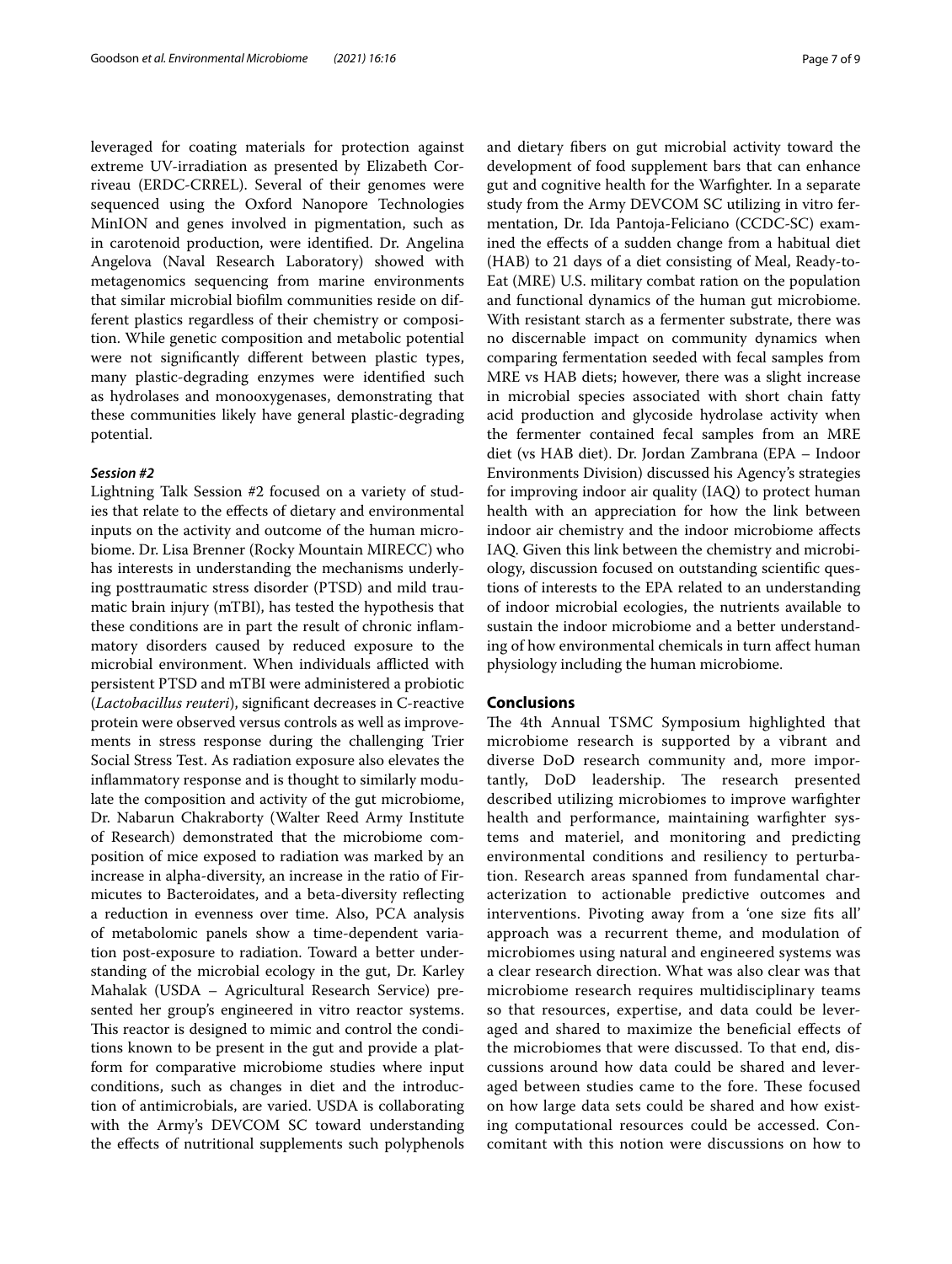leveraged for coating materials for protection against extreme UV-irradiation as presented by Elizabeth Corriveau (ERDC-CRREL). Several of their genomes were sequenced using the Oxford Nanopore Technologies MinION and genes involved in pigmentation, such as in carotenoid production, were identified. Dr. Angelina Angelova (Naval Research Laboratory) showed with metagenomics sequencing from marine environments that similar microbial biofilm communities reside on different plastics regardless of their chemistry or composition. While genetic composition and metabolic potential were not significantly different between plastic types, many plastic-degrading enzymes were identified such as hydrolases and monooxygenases, demonstrating that these communities likely have general plastic-degrading potential.

#### *Session #2*

Lightning Talk Session #2 focused on a variety of studies that relate to the effects of dietary and environmental inputs on the activity and outcome of the human microbiome. Dr. Lisa Brenner (Rocky Mountain MIRECC) who has interests in understanding the mechanisms underlying posttraumatic stress disorder (PTSD) and mild traumatic brain injury (mTBI), has tested the hypothesis that these conditions are in part the result of chronic inflammatory disorders caused by reduced exposure to the microbial environment. When individuals afflicted with persistent PTSD and mTBI were administered a probiotic (*Lactobacillus reuteri*), significant decreases in C-reactive protein were observed versus controls as well as improvements in stress response during the challenging Trier Social Stress Test. As radiation exposure also elevates the inflammatory response and is thought to similarly modulate the composition and activity of the gut microbiome, Dr. Nabarun Chakraborty (Walter Reed Army Institute of Research) demonstrated that the microbiome composition of mice exposed to radiation was marked by an increase in alpha-diversity, an increase in the ratio of Firmicutes to Bacteroidates, and a beta-diversity reflecting a reduction in evenness over time. Also, PCA analysis of metabolomic panels show a time-dependent variation post-exposure to radiation. Toward a better understanding of the microbial ecology in the gut, Dr. Karley Mahalak (USDA – Agricultural Research Service) presented her group's engineered in vitro reactor systems. This reactor is designed to mimic and control the conditions known to be present in the gut and provide a platform for comparative microbiome studies where input conditions, such as changes in diet and the introduction of antimicrobials, are varied. USDA is collaborating with the Army's DEVCOM SC toward understanding the effects of nutritional supplements such polyphenols and dietary fibers on gut microbial activity toward the development of food supplement bars that can enhance gut and cognitive health for the Warfighter. In a separate study from the Army DEVCOM SC utilizing in vitro fermentation, Dr. Ida Pantoja-Feliciano (CCDC-SC) examined the effects of a sudden change from a habitual diet (HAB) to 21 days of a diet consisting of Meal, Ready-to-Eat (MRE) U.S. military combat ration on the population and functional dynamics of the human gut microbiome. With resistant starch as a fermenter substrate, there was no discernable impact on community dynamics when comparing fermentation seeded with fecal samples from MRE vs HAB diets; however, there was a slight increase in microbial species associated with short chain fatty acid production and glycoside hydrolase activity when the fermenter contained fecal samples from an MRE diet (vs HAB diet). Dr. Jordan Zambrana (EPA – Indoor Environments Division) discussed his Agency's strategies for improving indoor air quality (IAQ) to protect human health with an appreciation for how the link between indoor air chemistry and the indoor microbiome affects IAQ. Given this link between the chemistry and microbiology, discussion focused on outstanding scientific questions of interests to the EPA related to an understanding of indoor microbial ecologies, the nutrients available to sustain the indoor microbiome and a better understanding of how environmental chemicals in turn affect human physiology including the human microbiome.

## Conclusions

The 4th Annual TSMC Symposium highlighted that microbiome research is supported by a vibrant and diverse DoD research community and, more importantly, DoD leadership. The research presented described utilizing microbiomes to improve warfighter health and performance, maintaining warfighter systems and materiel, and monitoring and predicting environmental conditions and resiliency to perturbation. Research areas spanned from fundamental characterization to actionable predictive outcomes and interventions. Pivoting away from a 'one size fits all' approach was a recurrent theme, and modulation of microbiomes using natural and engineered systems was a clear research direction. What was also clear was that microbiome research requires multidisciplinary teams so that resources, expertise, and data could be leveraged and shared to maximize the beneficial effects of the microbiomes that were discussed. To that end, discussions around how data could be shared and leveraged between studies came to the fore. These focused on how large data sets could be shared and how existing computational resources could be accessed. Concomitant with this notion were discussions on how to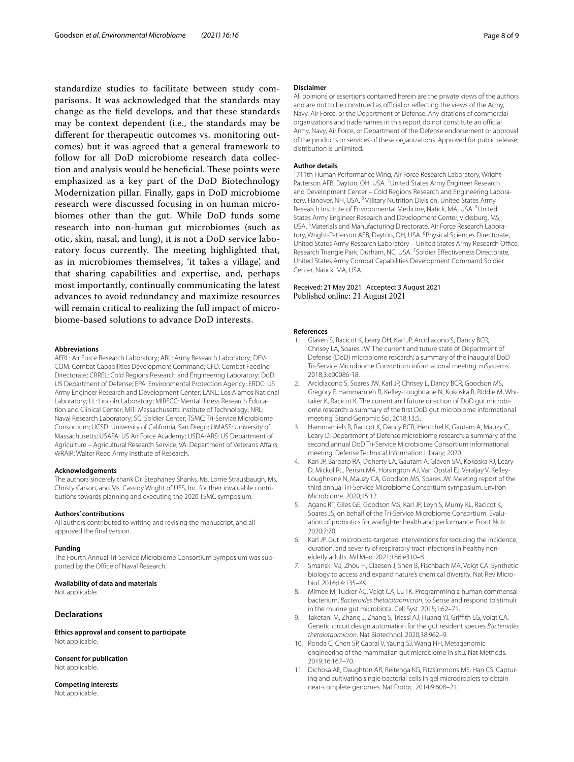standardize studies to facilitate between study comparisons. It was acknowledged that the standards may change as the field develops, and that these standards may be context dependent (i.e., the standards may be different for therapeutic outcomes vs. monitoring outcomes) but it was agreed that a general framework to follow for all DoD microbiome research data collection and analysis would be beneficial. These points were emphasized as a key part of the DoD Biotechnology Modernization pillar. Finally, gaps in DoD microbiome research were discussed focusing in on human microbiomes other than the gut. While DoD funds some research into non-human gut microbiomes (such as otic, skin, nasal, and lung), it is not a DoD service laboratory focus currently. The meeting highlighted that, as in microbiomes themselves, 'it takes a village', and that sharing capabilities and expertise, and, perhaps most importantly, continually communicating the latest advances to avoid redundancy and maximize resources will remain critical to realizing the full impact of microbiome-based solutions to advance DoD interests.

#### Abbreviations

AFRL: Air Force Research Laboratory; ARL: Army Research Laboratory; DEVCOM: Combat Capabilities Development Command; CFD: Combat Feeding Directorate; CRREL: Cold Regions Research and Engineering Laboratory; DoD: US Department of Defense; EPA: Environmental Protection Agency; ERDC: US Army Engineer Research and Development Center; LANL: Los Alamos National Laboratory; LL: Lincoln Laboratory; MIRECC: Mental Illness Research Education and Clinical Center; MIT: Massachusetts Institute of Technology; NRL: Naval Research Laboratory; SC: Soldier Center; TSMC: Tri-Service Microbiome Consortium; UCSD: University of California, San Diego; UMASS: University of Massachusetts; USAFA: US Air Force Academy; USDA-ARS: US Department of Agriculture – Agricultural Research Service; VA: Department of Veterans Affairs; WRAIR: Walter Reed Army Institute of Research.

#### Acknowledgements

The authors sincerely thank Dr. Stephaney Shanks, Ms. Lorrie Strausbaugh, Ms. Christy Carson, and Ms. Cassidy Wright of UES, Inc. for their invaluable contributions towards planning and executing the 2020 TSMC symposium.

#### Authors' contributions

All authors contributed to writing and revising the manuscript, and all approved the final version.

#### Funding

The Fourth Annual Tri-Service Microbiome Consortium Symposium was supported by the Office of Naval Research.

#### Availability of data and materials

Not applicable.

### Declarations

#### Ethics approval and consent to participate

Not applicable.

#### Consent for publication

Not applicable.

#### Competing interests

Not applicable.

#### Disclaimer

All opinions or assertions contained herein are the private views of the authors and are not to be construed as official or reflecting the views of the Army, Navy, Air Force, or the Department of Defense. Any citations of commercial organizations and trade names in this report do not constitute an official Army, Navy, Air Force, or Department of the Defense endorsement or approval of the products or services of these organizations. Approved for public release; distribution is unlimited.

#### Author details

[1]711th Human Performance Wing, Air Force Research Laboratory, Wright-Patterson AFB, Dayton, OH, USA. [2]United States Army Engineer Research and Development Center – Cold Regions Research and Engineering Laboratory, Hanover, NH, USA. [3]Military Nutrition Division, United States Army Research Institute of Environmental Medicine, Natick, MA, USA. [4]United States Army Engineer Research and Development Center, Vicksburg, MS, USA. [5]Materials and Manufacturing Directorate, Air Force Research Laboratory, Wright-Patterson AFB, Dayton, OH, USA. [6]Physical Sciences Directorate, United States Army Research Laboratory – United States Army Research Office, Research Triangle Park, Durham, NC, USA. [7]Soldier Effectiveness Directorate, United States Army Combat Capabilities Development Command Soldier Center, Natick, MA, USA.

Received: 21 May 2021 Accepted: 3 August 2021
Published online: 21 August 2021

#### References

1. Glaven S, Racicot K, Leary DH, Karl JP, Arcidiacono S, Dancy BCR, Chrisey LA, Soares JW. The current and tuture state of Department of Defense (DoD) microbiome research: a summary of the inaugural DoD Tri-Service Microbiome Consortium informational meeting. mSystems. 2018;3:e00086-18.
2. Arcidiacono S, Soares JW, Karl JP, Chrisey L, Dancy BCR, Goodson MS, Gregory F, Hammamieh R, Kelley-Loughnane N, Kokoska R, Riddle M, Whitaker K, Racicot K. The current and future direction of DoD gut microbiome research: a summary of the first DoD gut microbiome informational meeting. Stand Genomic Sci. 2018;13:5.
3. Hammamieh R, Racicot K, Dancy BCR, Hentchel K, Gautam A, Mauzy C, Leary D. Department of Defense microbiome research: a summary of the second annual DoD Tri-Service Microbiome Consortium informational meeting. Defense Technical Information Library; 2020.
4. Karl JP, Barbato RA, Doherty LA, Gautam A, Glaven SM, Kokoska RJ, Leary D, Mickol RL, Perisin MA, Hoisington AJ, Van Opstal EJ, Varaljay V, Kelley-Loughnane N, Mauzy CA, Goodson MS, Soares JW. Meeting report of the third annual Tri-Service Microbiome Consortium symposium. Environ Microbiome. 2020;15:12.
5. Agans RT, Giles GE, Goodson MS, Karl JP, Leyh S, Mumy KL, Racicot K, Soares JS, on behalf of the Tri-Service Microbiome Consortium. Evaluation of probiotics for warfighter health and performance. Front Nutr. 2020;7:70.
6. Karl JP. Gut microbiota-targeted interventions for reducing the incidence, duration, and severity of respiratory tract infections in healthy non-elderly adults. Mil Med. 2021;186:e310–8.
7. Smanski MJ, Zhou H, Claesen J, Shen B, Fischbach MA, Voigt CA. Synthetic biology to access and expand nature's chemical diversity. Nat Rev Microbiol. 2016;14:135–49.
8. Mimee M, Tucker AC, Voigt CA, Lu TK. Programming a human commensal bacterium, *Bacteroides thetaiotaomicron*, to Sense and respond to stimuli in the murine gut microbiota. Cell Syst. 2015;1:62–71.
9. Taketani M, Zhang J, Zhang S, Triassi AJ, Huang YJ, Griffith LG, Voigt CA. Genetic circuit design automation for the gut resident species *Bacteroides thetaiotaomicron*. Nat Biotechnol. 2020;38:962–9.
10. Ronda C, Chen SP, Cabral V, Yaung SJ, Wang HH. Metagenomic engineering of the mammalian gut microbiome in situ. Nat Methods. 2019;16:167–70.
11. Dichosa AE, Daughton AR, Reitenga KG, Fitzsimmons MS, Han CS. Capturing and cultivating single bacterial cells in gel microdroplets to obtain near-complete genomes. Nat Protoc. 2014;9:608–21.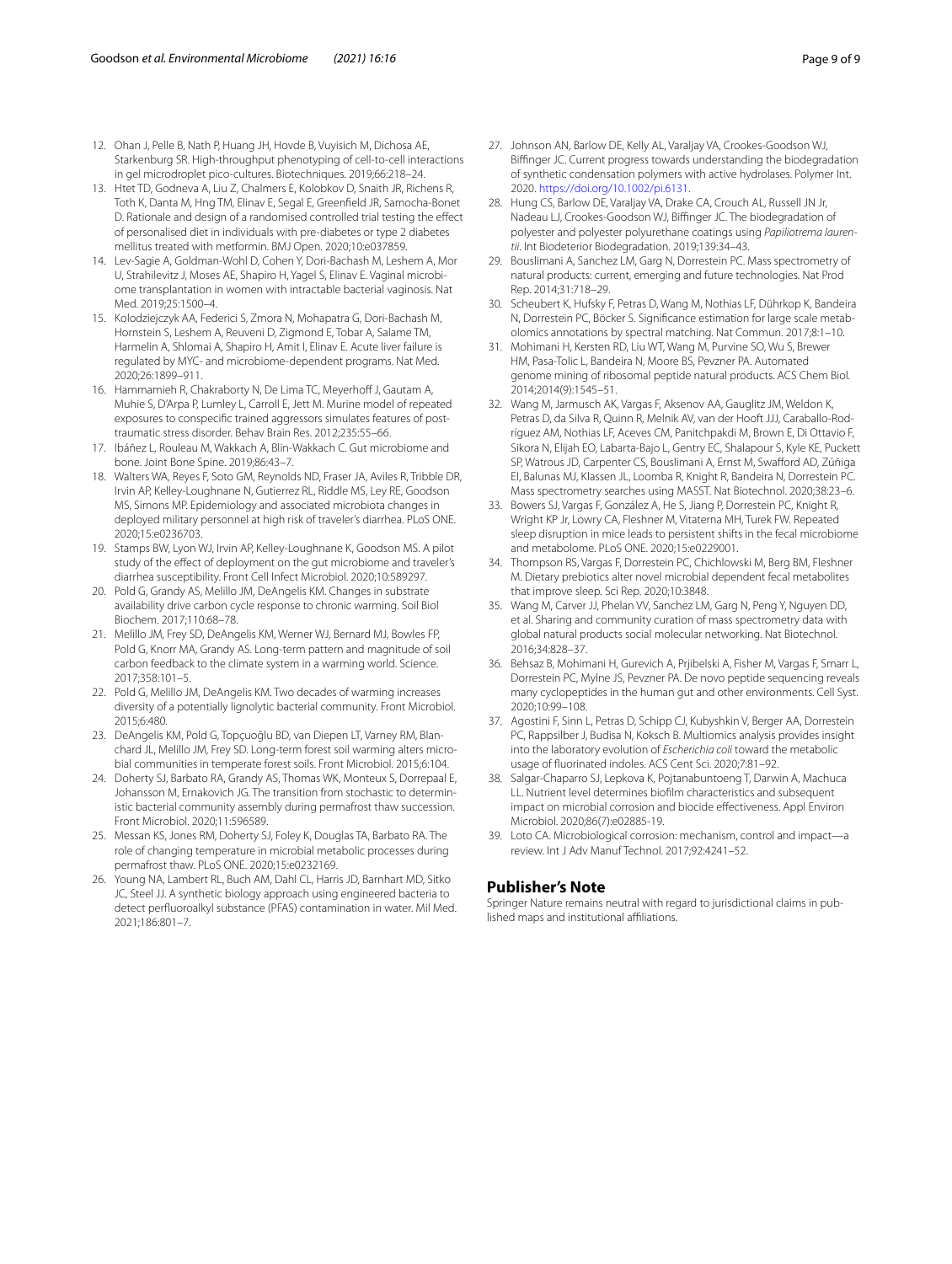12. Ohan J, Pelle B, Nath P, Huang JH, Hovde B, Vuyisich M, Dichosa AE, Starkenburg SR. High-throughput phenotyping of cell-to-cell interactions in gel microdroplet pico-cultures. Biotechniques. 2019;66:218–24.
13. Htet TD, Godneva A, Liu Z, Chalmers E, Kolobkov D, Snaith JR, Richens R, Toth K, Danta M, Hng TM, Elinav E, Segal E, Greenfield JR, Samocha-Bonet D. Rationale and design of a randomised controlled trial testing the effect of personalised diet in individuals with pre-diabetes or type 2 diabetes mellitus treated with metformin. BMJ Open. 2020;10:e037859.
14. Lev-Sagie A, Goldman-Wohl D, Cohen Y, Dori-Bachash M, Leshem A, Mor U, Strahilevitz J, Moses AE, Shapiro H, Yagel S, Elinav E. Vaginal microbiome transplantation in women with intractable bacterial vaginosis. Nat Med. 2019;25:1500–4.
15. Kolodziejczyk AA, Federici S, Zmora N, Mohapatra G, Dori-Bachash M, Hornstein S, Leshem A, Reuveni D, Zigmond E, Tobar A, Salame TM, Harmelin A, Shlomai A, Shapiro H, Amit I, Elinav E. Acute liver failure is regulated by MYC- and microbiome-dependent programs. Nat Med. 2020;26:1899–911.
16. Hammamieh R, Chakraborty N, De Lima TC, Meyerhoff J, Gautam A, Muhie S, D'Arpa P, Lumley L, Carroll E, Jett M. Murine model of repeated exposures to conspecific trained aggressors simulates features of post-traumatic stress disorder. Behav Brain Res. 2012;235:55–66.
17. Ibáñez L, Rouleau M, Wakkach A, Blin-Wakkach C. Gut microbiome and bone. Joint Bone Spine. 2019;86:43–7.
18. Walters WA, Reyes F, Soto GM, Reynolds ND, Fraser JA, Aviles R, Tribble DR, Irvin AP, Kelley-Loughnane N, Gutierrez RL, Riddle MS, Ley RE, Goodson MS, Simons MP. Epidemiology and associated microbiota changes in deployed military personnel at high risk of traveler's diarrhea. PLoS ONE. 2020;15:e0236703.
19. Stamps BW, Lyon WJ, Irvin AP, Kelley-Loughnane K, Goodson MS. A pilot study of the effect of deployment on the gut microbiome and traveler's diarrhea susceptibility. Front Cell Infect Microbiol. 2020;10:589297.
20. Pold G, Grandy AS, Melillo JM, DeAngelis KM. Changes in substrate availability drive carbon cycle response to chronic warming. Soil Biol Biochem. 2017;110:68–78.
21. Melillo JM, Frey SD, DeAngelis KM, Werner WJ, Bernard MJ, Bowles FP, Pold G, Knorr MA, Grandy AS. Long-term pattern and magnitude of soil carbon feedback to the climate system in a warming world. Science. 2017;358:101–5.
22. Pold G, Melillo JM, DeAngelis KM. Two decades of warming increases diversity of a potentially lignolytic bacterial community. Front Microbiol. 2015;6:480.
23. DeAngelis KM, Pold G, Topçuoğlu BD, van Diepen LT, Varney RM, Blanchard JL, Melillo JM, Frey SD. Long-term forest soil warming alters microbial communities in temperate forest soils. Front Microbiol. 2015;6:104.
24. Doherty SJ, Barbato RA, Grandy AS, Thomas WK, Monteux S, Dorrepaal E, Johansson M, Ernakovich JG. The transition from stochastic to deterministic bacterial community assembly during permafrost thaw succession. Front Microbiol. 2020;11:596589.
25. Messan KS, Jones RM, Doherty SJ, Foley K, Douglas TA, Barbato RA. The role of changing temperature in microbial metabolic processes during permafrost thaw. PLoS ONE. 2020;15:e0232169.
26. Young NA, Lambert RL, Buch AM, Dahl CL, Harris JD, Barnhart MD, Sitko JC, Steel JJ. A synthetic biology approach using engineered bacteria to detect perfluoroalkyl substance (PFAS) contamination in water. Mil Med. 2021;186:801–7.
27. Johnson AN, Barlow DE, Kelly AL, Varaljay VA, Crookes-Goodson WJ, Biffinger JC. Current progress towards understanding the biodegradation of synthetic condensation polymers with active hydrolases. Polymer Int. 2020. https://doi.org/10.1002/pi.6131.
28. Hung CS, Barlow DE, Varaljay VA, Drake CA, Crouch AL, Russell JN Jr, Nadeau LJ, Crookes-Goodson WJ, Biffinger JC. The biodegradation of polyester and polyester polyurethane coatings using *Papiliotrema laurentii*. Int Biodeterior Biodegradation. 2019;139:34–43.
29. Bouslimani A, Sanchez LM, Garg N, Dorrestein PC. Mass spectrometry of natural products: current, emerging and future technologies. Nat Prod Rep. 2014;31:718–29.
30. Scheubert K, Hufsky F, Petras D, Wang M, Nothias LF, Dührkop K, Bandeira N, Dorrestein PC, Böcker S. Significance estimation for large scale metabolomics annotations by spectral matching. Nat Commun. 2017;8:1–10.
31. Mohimani H, Kersten RD, Liu WT, Wang M, Purvine SO, Wu S, Brewer HM, Pasa-Tolic L, Bandeira N, Moore BS, Pevzner PA. Automated genome mining of ribosomal peptide natural products. ACS Chem Biol. 2014;2014(9):1545–51.
32. Wang M, Jarmusch AK, Vargas F, Aksenov AA, Gauglitz JM, Weldon K, Petras D, da Silva R, Quinn R, Melnik AV, van der Hooft JJJ, Caraballo-Rodríguez AM, Nothias LF, Aceves CM, Panitchpakdi M, Brown E, Di Ottavio F, Sikora N, Elijah EO, Labarta-Bajo L, Gentry EC, Shalapour S, Kyle KE, Puckett SP, Watrous JD, Carpenter CS, Bouslimani A, Ernst M, Swafford AD, Zúñiga EI, Balunas MJ, Klassen JL, Loomba R, Knight R, Bandeira N, Dorrestein PC. Mass spectrometry searches using MASST. Nat Biotechnol. 2020;38:23–6.
33. Bowers SJ, Vargas F, González A, He S, Jiang P, Dorrestein PC, Knight R, Wright KP Jr, Lowry CA, Fleshner M, Vitaterna MH, Turek FW. Repeated sleep disruption in mice leads to persistent shifts in the fecal microbiome and metabolome. PLoS ONE. 2020;15:e0229001.
34. Thompson RS, Vargas F, Dorrestein PC, Chichlowski M, Berg BM, Fleshner M. Dietary prebiotics alter novel microbial dependent fecal metabolites that improve sleep. Sci Rep. 2020;10:3848.
35. Wang M, Carver JJ, Phelan VV, Sanchez LM, Garg N, Peng Y, Nguyen DD, et al. Sharing and community curation of mass spectrometry data with global natural products social molecular networking. Nat Biotechnol. 2016;34:828–37.
36. Behsaz B, Mohimani H, Gurevich A, Prjibelski A, Fisher M, Vargas F, Smarr L, Dorrestein PC, Mylne JS, Pevzner PA. De novo peptide sequencing reveals many cyclopeptides in the human gut and other environments. Cell Syst. 2020;10:99–108.
37. Agostini F, Sinn L, Petras D, Schipp CJ, Kubyshkin V, Berger AA, Dorrestein PC, Rappsilber J, Budisa N, Koksch B. Multiomics analysis provides insight into the laboratory evolution of *Escherichia coli* toward the metabolic usage of fluorinated indoles. ACS Cent Sci. 2020;7:81–92.
38. Salgar-Chaparro SJ, Lepkova K, Pojtanabuntoeng T, Darwin A, Machuca LL. Nutrient level determines biofilm characteristics and subsequent impact on microbial corrosion and biocide effectiveness. Appl Environ Microbiol. 2020;86(7):e02885-19.
39. Loto CA. Microbiological corrosion: mechanism, control and impact—a review. Int J Adv Manuf Technol. 2017;92:4241–52.

## Publisher's Note

Springer Nature remains neutral with regard to jurisdictional claims in published maps and institutional affiliations.